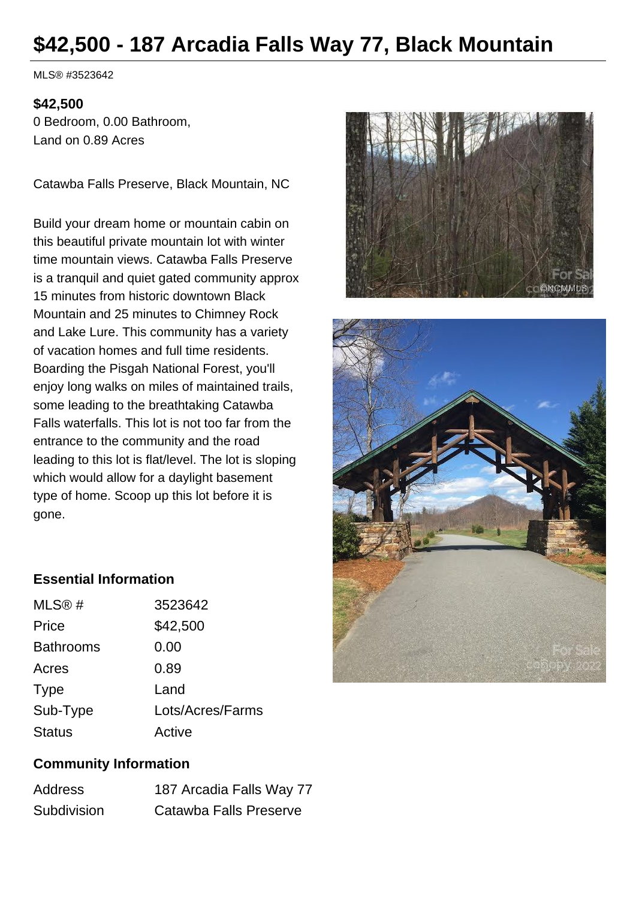# $42,500 - 187 Arcadia Falls Way 77, Black Mountain

MLS® #3523642

**$42,500**
0 Bedroom, 0.00 Bathroom,
Land on 0.89 Acres

Catawba Falls Preserve, Black Mountain, NC

Build your dream home or mountain cabin on this beautiful private mountain lot with winter time mountain views. Catawba Falls Preserve is a tranquil and quiet gated community approx 15 minutes from historic downtown Black Mountain and 25 minutes to Chimney Rock and Lake Lure. This community has a variety of vacation homes and full time residents. Boarding the Pisgah National Forest, you'll enjoy long walks on miles of maintained trails, some leading to the breathtaking Catawba Falls waterfalls. This lot is not too far from the entrance to the community and the road leading to this lot is flat/level. The lot is sloping which would allow for a daylight basement type of home. Scoop up this lot before it is gone.

### Essential Information

| | |
|---|---|
| MLS® # | 3523642 |
| Price | $42,500 |
| Bathrooms | 0.00 |
| Acres | 0.89 |
| Type | Land |
| Sub-Type | Lots/Acres/Farms |
| Status | Active |

### Community Information

| | |
|---|---|
| Address | 187 Arcadia Falls Way 77 |
| Subdivision | Catawba Falls Preserve |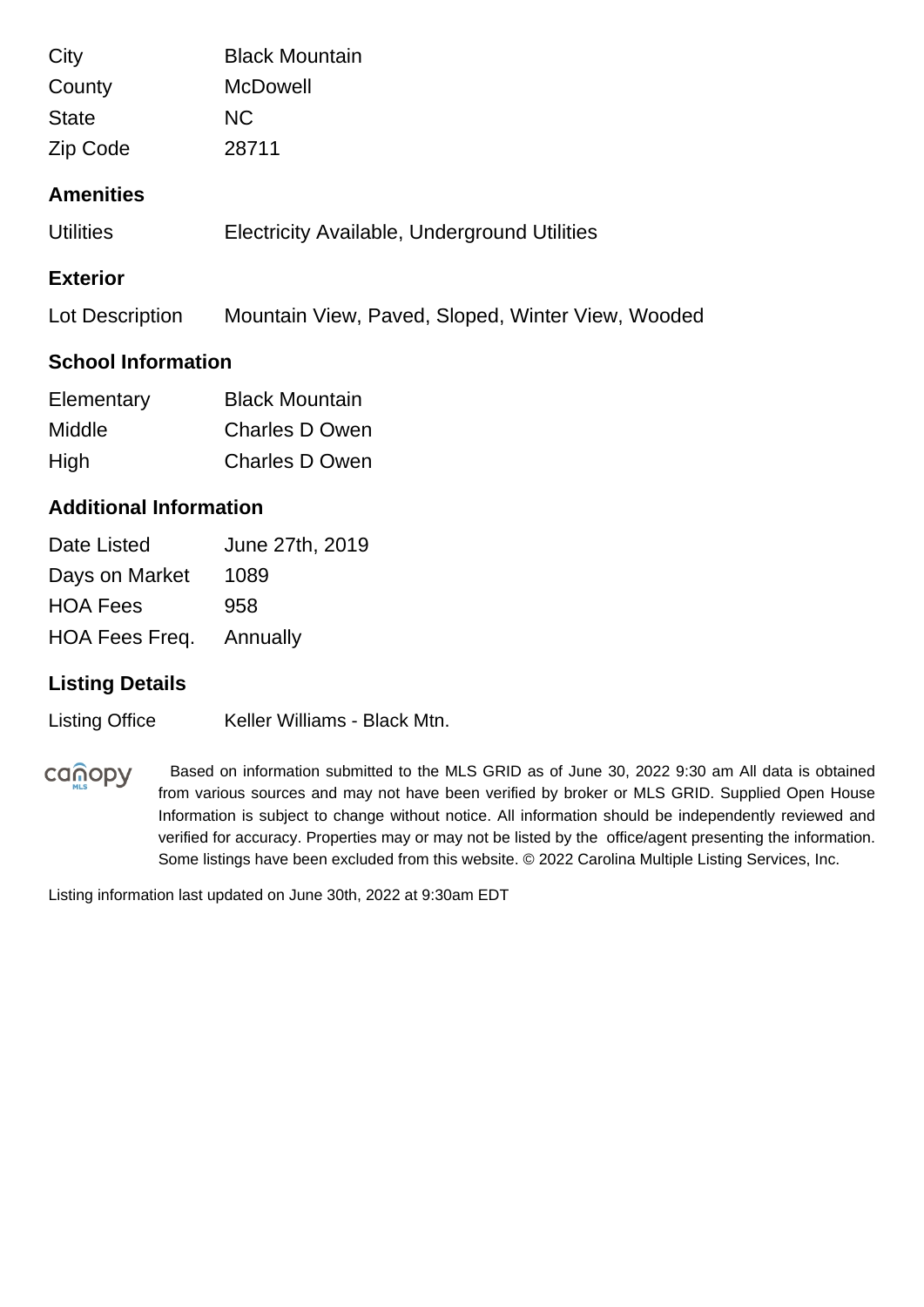| | |
|---|---|
| City | Black Mountain |
| County | McDowell |
| State | NC |
| Zip Code | 28711 |

## Amenities

| | |
|---|---|
| Utilities | Electricity Available, Underground Utilities |

## Exterior

| | |
|---|---|
| Lot Description | Mountain View, Paved, Sloped, Winter View, Wooded |

## School Information

| | |
|---|---|
| Elementary | Black Mountain |
| Middle | Charles D Owen |
| High | Charles D Owen |

## Additional Information

| | |
|---|---|
| Date Listed | June 27th, 2019 |
| Days on Market | 1089 |
| HOA Fees | 958 |
| HOA Fees Freq. | Annually |

## Listing Details

| | |
|---|---|
| Listing Office | Keller Williams - Black Mtn. |

canopy MLS

Based on information submitted to the MLS GRID as of June 30, 2022 9:30 am All data is obtained from various sources and may not have been verified by broker or MLS GRID. Supplied Open House Information is subject to change without notice. All information should be independently reviewed and verified for accuracy. Properties may or may not be listed by the office/agent presenting the information. Some listings have been excluded from this website. © 2022 Carolina Multiple Listing Services, Inc.

Listing information last updated on June 30th, 2022 at 9:30am EDT